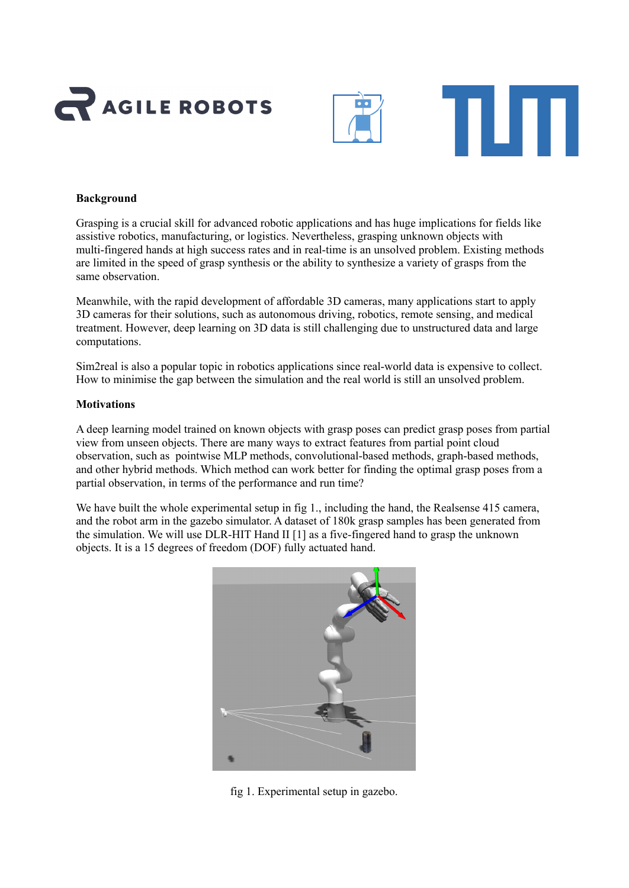**Background**

Grasping is a crucial skill for advanced robotic applications and has huge implications for fields like assistive robotics, manufacturing, or logistics. Nevertheless, grasping unknown objects with multi-fingered hands at high success rates and in real-time is an unsolved problem. Existing methods are limited in the speed of grasp synthesis or the ability to synthesize a variety of grasps from the same observation.

Meanwhile, with the rapid development of affordable 3D cameras, many applications start to apply 3D cameras for their solutions, such as autonomous driving, robotics, remote sensing, and medical treatment. However, deep learning on 3D data is still challenging due to unstructured data and large computations.

Sim2real is also a popular topic in robotics applications since real-world data is expensive to collect. How to minimise the gap between the simulation and the real world is still an unsolved problem.

**Motivations**

A deep learning model trained on known objects with grasp poses can predict grasp poses from partial view from unseen objects. There are many ways to extract features from partial point cloud observation, such as pointwise MLP methods, convolutional-based methods, graph-based methods, and other hybrid methods. Which method can work better for finding the optimal grasp poses from a partial observation, in terms of the performance and run time?

We have built the whole experimental setup in fig 1., including the hand, the Realsense 415 camera, and the robot arm in the gazebo simulator. A dataset of 180k grasp samples has been generated from the simulation. We will use DLR-HIT Hand II [1] as a five-fingered hand to grasp the unknown objects. It is a 15 degrees of freedom (DOF) fully actuated hand.

fig 1. Experimental setup in gazebo.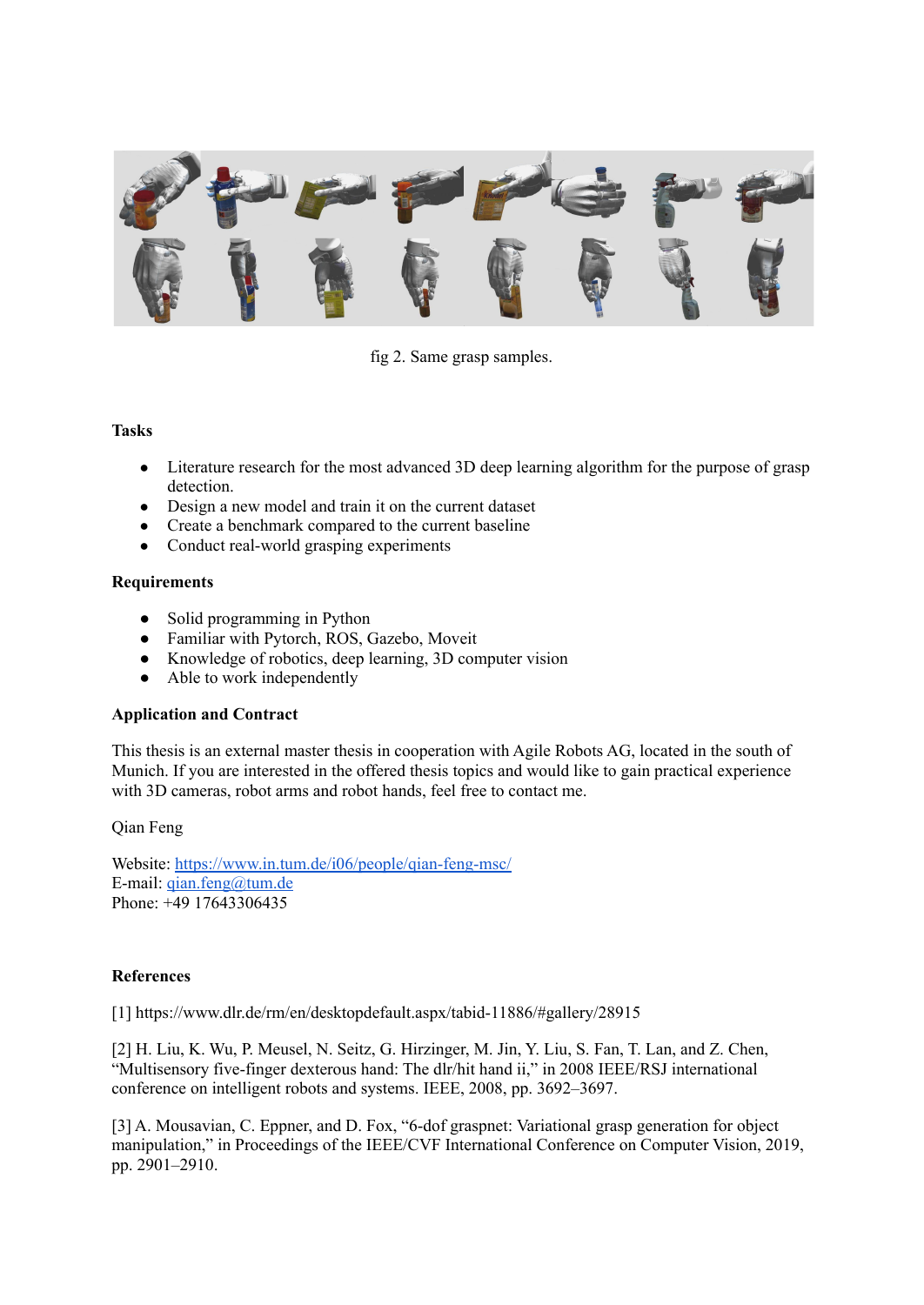fig 2. Same grasp samples.

**Tasks**

- Literature research for the most advanced 3D deep learning algorithm for the purpose of grasp detection.
- Design a new model and train it on the current dataset
- Create a benchmark compared to the current baseline
- Conduct real-world grasping experiments

**Requirements**

- Solid programming in Python
- Familiar with Pytorch, ROS, Gazebo, Moveit
- Knowledge of robotics, deep learning, 3D computer vision
- Able to work independently

**Application and Contract**

This thesis is an external master thesis in cooperation with Agile Robots AG, located in the south of Munich. If you are interested in the offered thesis topics and would like to gain practical experience with 3D cameras, robot arms and robot hands, feel free to contact me.

Qian Feng

Website: [https://www.in.tum.de/i06/people/qian-feng-msc/](https://www.in.tum.de/i06/people/qian-feng-msc/)
E-mail: [qian.feng@tum.de](mailto:qian.feng@tum.de)
Phone: +49 17643306435

**References**

[1] https://www.dlr.de/rm/en/desktopdefault.aspx/tabid-11886/#gallery/28915

[2] H. Liu, K. Wu, P. Meusel, N. Seitz, G. Hirzinger, M. Jin, Y. Liu, S. Fan, T. Lan, and Z. Chen, "Multisensory five-finger dexterous hand: The dlr/hit hand ii," in 2008 IEEE/RSJ international conference on intelligent robots and systems. IEEE, 2008, pp. 3692–3697.

[3] A. Mousavian, C. Eppner, and D. Fox, "6-dof graspnet: Variational grasp generation for object manipulation," in Proceedings of the IEEE/CVF International Conference on Computer Vision, 2019, pp. 2901–2910.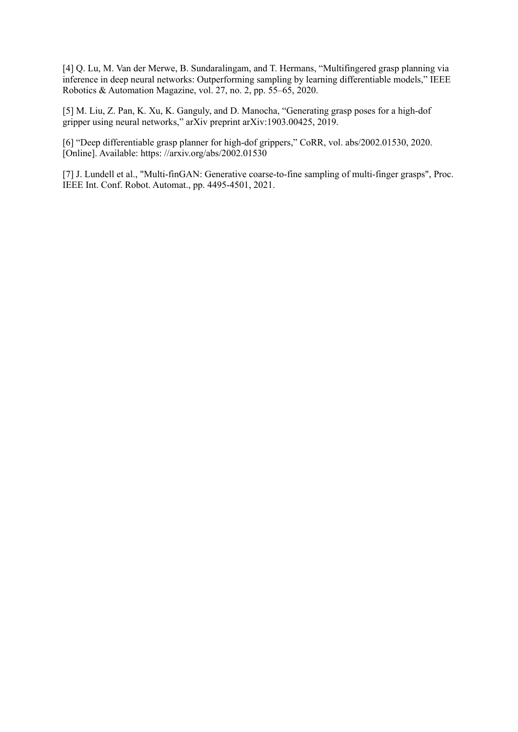[4] Q. Lu, M. Van der Merwe, B. Sundaralingam, and T. Hermans, “Multifingered grasp planning via inference in deep neural networks: Outperforming sampling by learning differentiable models,” IEEE Robotics & Automation Magazine, vol. 27, no. 2, pp. 55–65, 2020.

[5] M. Liu, Z. Pan, K. Xu, K. Ganguly, and D. Manocha, “Generating grasp poses for a high-dof gripper using neural networks,” arXiv preprint arXiv:1903.00425, 2019.

[6] “Deep differentiable grasp planner for high-dof grippers,” CoRR, vol. abs/2002.01530, 2020. [Online]. Available: https: //arxiv.org/abs/2002.01530

[7] J. Lundell et al., "Multi-finGAN: Generative coarse-to-fine sampling of multi-finger grasps", Proc. IEEE Int. Conf. Robot. Automat., pp. 4495-4501, 2021.